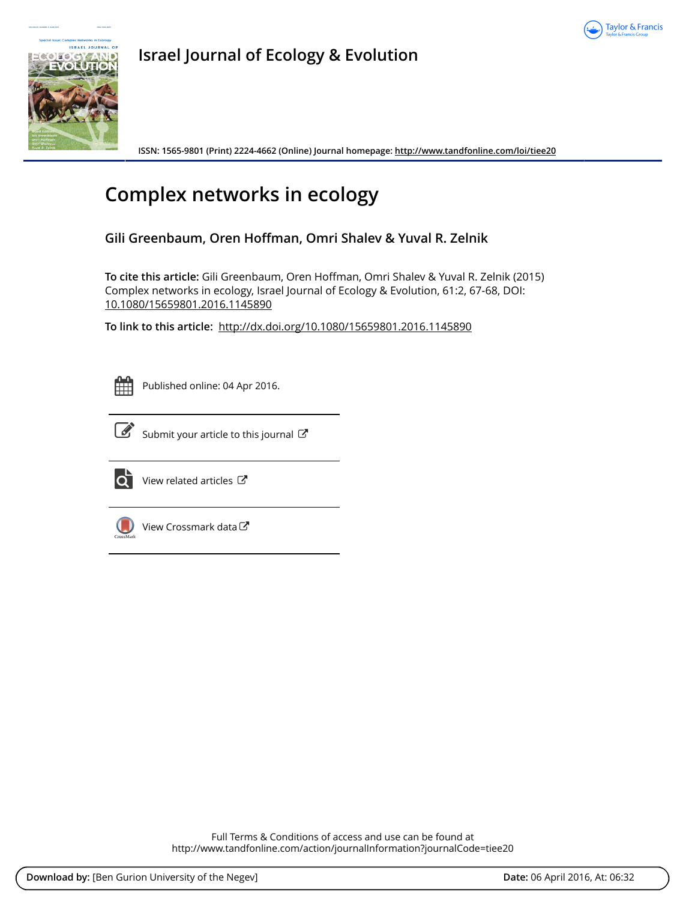# Israel Journal of Ecology & Evolution

ISSN: 1565-9801 (Print) 2224-4662 (Online) Journal homepage: http://www.tandfonline.com/loi/tiee20

# Complex networks in ecology

**Gili Greenbaum, Oren Hoffman, Omri Shalev & Yuval R. Zelnik**

**To cite this article:** Gili Greenbaum, Oren Hoffman, Omri Shalev & Yuval R. Zelnik (2015) Complex networks in ecology, Israel Journal of Ecology & Evolution, 61:2, 67-68, DOI: 10.1080/15659801.2016.1145890

**To link to this article:** http://dx.doi.org/10.1080/15659801.2016.1145890

Published online: 04 Apr 2016.

Submit your article to this journal

View related articles

View Crossmark data

Full Terms & Conditions of access and use can be found at
http://www.tandfonline.com/action/journalInformation?journalCode=tiee20

**Download by:** [Ben Gurion University of the Negev] **Date:** 06 April 2016, At: 06:32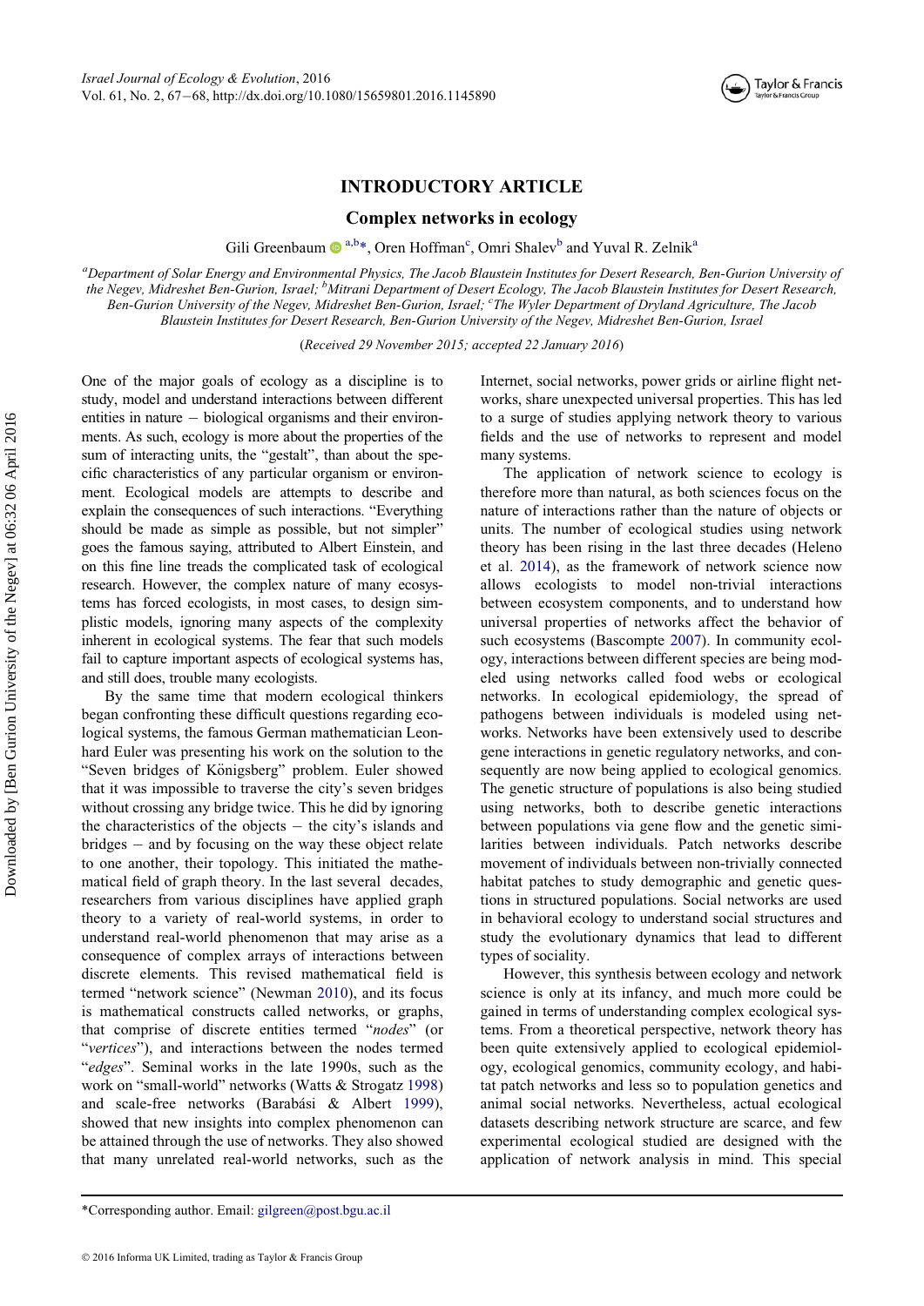**INTRODUCTORY ARTICLE**

# Complex networks in ecology

Gili Greenbaum[a,b*], Oren Hoffman[c], Omri Shalev[b] and Yuval R. Zelnik[a]

[a]Department of Solar Energy and Environmental Physics, The Jacob Blaustein Institutes for Desert Research, Ben-Gurion University of the Negev, Midreshet Ben-Gurion, Israel; [b]Mitrani Department of Desert Ecology, The Jacob Blaustein Institutes for Desert Research, Ben-Gurion University of the Negev, Midreshet Ben-Gurion, Israel; [c]The Wyler Department of Dryland Agriculture, The Jacob Blaustein Institutes for Desert Research, Ben-Gurion University of the Negev, Midreshet Ben-Gurion, Israel

(*Received 29 November 2015; accepted 22 January 2016*)

One of the major goals of ecology as a discipline is to study, model and understand interactions between different entities in nature – biological organisms and their environments. As such, ecology is more about the properties of the sum of interacting units, the "gestalt", than about the specific characteristics of any particular organism or environment. Ecological models are attempts to describe and explain the consequences of such interactions. "Everything should be made as simple as possible, but not simpler" goes the famous saying, attributed to Albert Einstein, and on this fine line treads the complicated task of ecological research. However, the complex nature of many ecosystems has forced ecologists, in most cases, to design simplistic models, ignoring many aspects of the complexity inherent in ecological systems. The fear that such models fail to capture important aspects of ecological systems has, and still does, trouble many ecologists.

By the same time that modern ecological thinkers began confronting these difficult questions regarding ecological systems, the famous German mathematician Leonhard Euler was presenting his work on the solution to the "Seven bridges of Königsberg" problem. Euler showed that it was impossible to traverse the city's seven bridges without crossing any bridge twice. This he did by ignoring the characteristics of the objects – the city's islands and bridges – and by focusing on the way these object relate to one another, their topology. This initiated the mathematical field of graph theory. In the last several decades, researchers from various disciplines have applied graph theory to a variety of real-world systems, in order to understand real-world phenomenon that may arise as a consequence of complex arrays of interactions between discrete elements. This revised mathematical field is termed "network science" (Newman 2010), and its focus is mathematical constructs called networks, or graphs, that comprise of discrete entities termed "*nodes*" (or "*vertices*"), and interactions between the nodes termed "*edges*". Seminal works in the late 1990s, such as the work on "small-world" networks (Watts & Strogatz 1998) and scale-free networks (Barabási & Albert 1999), showed that new insights into complex phenomenon can be attained through the use of networks. They also showed that many unrelated real-world networks, such as the Internet, social networks, power grids or airline flight networks, share unexpected universal properties. This has led to a surge of studies applying network theory to various fields and the use of networks to represent and model many systems.

The application of network science to ecology is therefore more than natural, as both sciences focus on the nature of interactions rather than the nature of objects or units. The number of ecological studies using network theory has been rising in the last three decades (Heleno et al. 2014), as the framework of network science now allows ecologists to model non-trivial interactions between ecosystem components, and to understand how universal properties of networks affect the behavior of such ecosystems (Bascompte 2007). In community ecology, interactions between different species are being modeled using networks called food webs or ecological networks. In ecological epidemiology, the spread of pathogens between individuals is modeled using networks. Networks have been extensively used to describe gene interactions in genetic regulatory networks, and consequently are now being applied to ecological genomics. The genetic structure of populations is also being studied using networks, both to describe genetic interactions between populations via gene flow and the genetic similarities between individuals. Patch networks describe movement of individuals between non-trivially connected habitat patches to study demographic and genetic questions in structured populations. Social networks are used in behavioral ecology to understand social structures and study the evolutionary dynamics that lead to different types of sociality.

However, this synthesis between ecology and network science is only at its infancy, and much more could be gained in terms of understanding complex ecological systems. From a theoretical perspective, network theory has been quite extensively applied to ecological epidemiology, ecological genomics, community ecology, and habitat patch networks and less so to population genetics and animal social networks. Nevertheless, actual ecological datasets describing network structure are scarce, and few experimental ecological studied are designed with the application of network analysis in mind. This special

*Corresponding author. Email: gilgreen@post.bgu.ac.il

© 2016 Informa UK Limited, trading as Taylor & Francis Group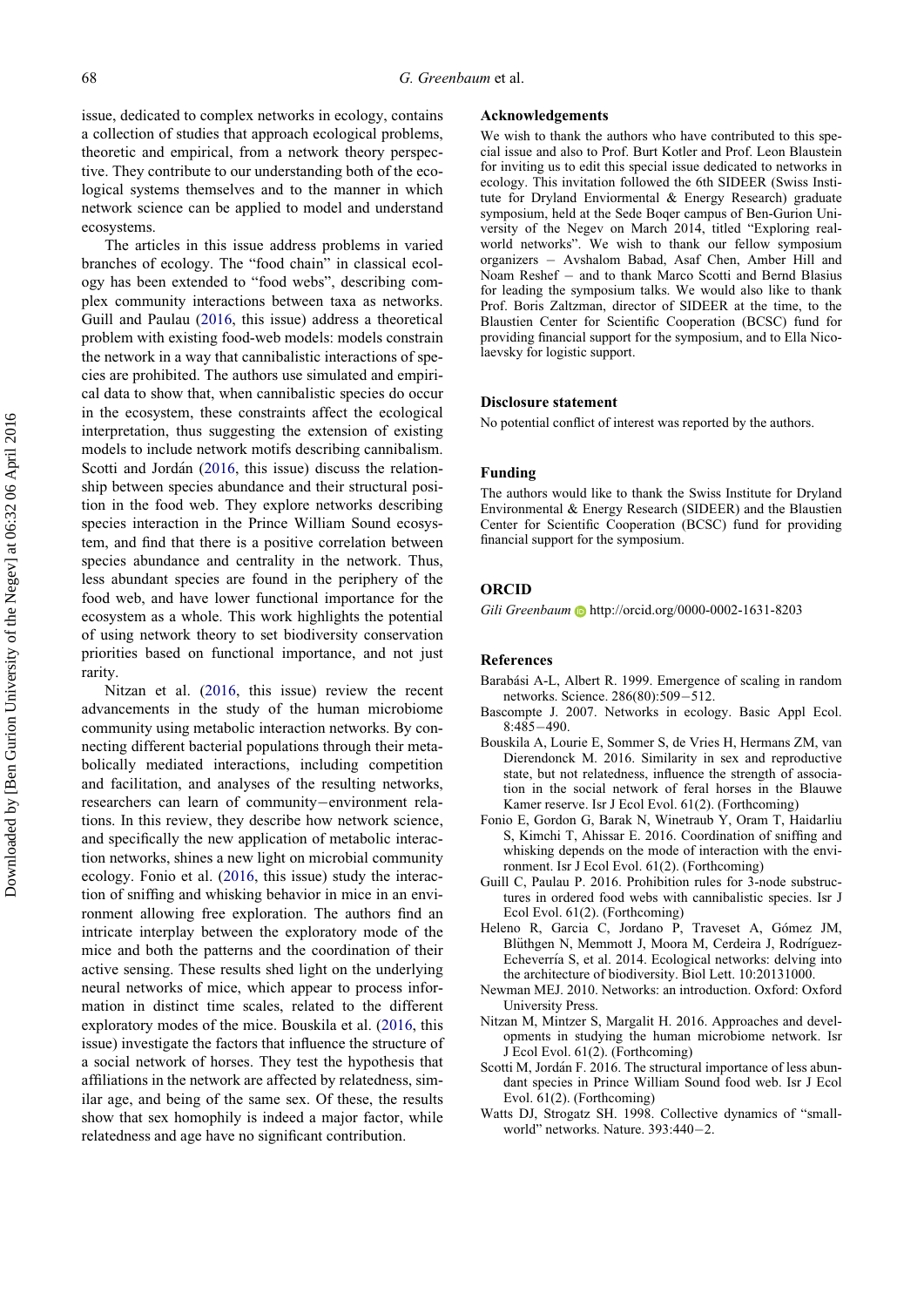issue, dedicated to complex networks in ecology, contains a collection of studies that approach ecological problems, theoretic and empirical, from a network theory perspective. They contribute to our understanding both of the ecological systems themselves and to the manner in which network science can be applied to model and understand ecosystems.

The articles in this issue address problems in varied branches of ecology. The "food chain" in classical ecology has been extended to "food webs", describing complex community interactions between taxa as networks. Guill and Paulau (2016, this issue) address a theoretical problem with existing food-web models: models constrain the network in a way that cannibalistic interactions of species are prohibited. The authors use simulated and empirical data to show that, when cannibalistic species do occur in the ecosystem, these constraints affect the ecological interpretation, thus suggesting the extension of existing models to include network motifs describing cannibalism. Scotti and Jordán (2016, this issue) discuss the relationship between species abundance and their structural position in the food web. They explore networks describing species interaction in the Prince William Sound ecosystem, and find that there is a positive correlation between species abundance and centrality in the network. Thus, less abundant species are found in the periphery of the food web, and have lower functional importance for the ecosystem as a whole. This work highlights the potential of using network theory to set biodiversity conservation priorities based on functional importance, and not just rarity.

Nitzan et al. (2016, this issue) review the recent advancements in the study of the human microbiome community using metabolic interaction networks. By connecting different bacterial populations through their metabolically mediated interactions, including competition and facilitation, and analyses of the resulting networks, researchers can learn of community−environment relations. In this review, they describe how network science, and specifically the new application of metabolic interaction networks, shines a new light on microbial community ecology. Fonio et al. (2016, this issue) study the interaction of sniffing and whisking behavior in mice in an environment allowing free exploration. The authors find an intricate interplay between the exploratory mode of the mice and both the patterns and the coordination of their active sensing. These results shed light on the underlying neural networks of mice, which appear to process information in distinct time scales, related to the different exploratory modes of the mice. Bouskila et al. (2016, this issue) investigate the factors that influence the structure of a social network of horses. They test the hypothesis that affiliations in the network are affected by relatedness, similar age, and being of the same sex. Of these, the results show that sex homophily is indeed a major factor, while relatedness and age have no significant contribution.

## Acknowledgements

We wish to thank the authors who have contributed to this special issue and also to Prof. Burt Kotler and Prof. Leon Blaustein for inviting us to edit this special issue dedicated to networks in ecology. This invitation followed the 6th SIDEER (Swiss Institute for Dryland Enviormental & Energy Research) graduate symposium, held at the Sede Boqer campus of Ben-Gurion University of the Negev on March 2014, titled "Exploring real-world networks". We wish to thank our fellow symposium organizers − Avshalom Babad, Asaf Chen, Amber Hill and Noam Reshef − and to thank Marco Scotti and Bernd Blasius for leading the symposium talks. We would also like to thank Prof. Boris Zaltzman, director of SIDEER at the time, to the Blaustien Center for Scientific Cooperation (BCSC) fund for providing financial support for the symposium, and to Ella Nicolaevsky for logistic support.

## Disclosure statement

No potential conflict of interest was reported by the authors.

## Funding

The authors would like to thank the Swiss Institute for Dryland Environmental & Energy Research (SIDEER) and the Blaustien Center for Scientific Cooperation (BCSC) fund for providing financial support for the symposium.

## ORCID

*Gili Greenbaum* http://orcid.org/0000-0002-1631-8203

## References

Barabási A-L, Albert R. 1999. Emergence of scaling in random networks. Science. 286(80):509−512.

Bascompte J. 2007. Networks in ecology. Basic Appl Ecol. 8:485−490.

Bouskila A, Lourie E, Sommer S, de Vries H, Hermans ZM, van Dierendonck M. 2016. Similarity in sex and reproductive state, but not relatedness, influence the strength of association in the social network of feral horses in the Blauwe Kamer reserve. Isr J Ecol Evol. 61(2). (Forthcoming)

Fonio E, Gordon G, Barak N, Winetraub Y, Oram T, Haidarliu S, Kimchi T, Ahissar E. 2016. Coordination of sniffing and whisking depends on the mode of interaction with the environment. Isr J Ecol Evol. 61(2). (Forthcoming)

Guill C, Paulau P. 2016. Prohibition rules for 3-node substructures in ordered food webs with cannibalistic species. Isr J Ecol Evol. 61(2). (Forthcoming)

Heleno R, Garcia C, Jordano P, Traveset A, Gómez JM, Blüthgen N, Memmott J, Moora M, Cerdeira J, Rodríguez-Echeverría S, et al. 2014. Ecological networks: delving into the architecture of biodiversity. Biol Lett. 10:20131000.

Newman MEJ. 2010. Networks: an introduction. Oxford: Oxford University Press.

Nitzan M, Mintzer S, Margalit H. 2016. Approaches and developments in studying the human microbiome network. Isr J Ecol Evol. 61(2). (Forthcoming)

Scotti M, Jordán F. 2016. The structural importance of less abundant species in Prince William Sound food web. Isr J Ecol Evol. 61(2). (Forthcoming)

Watts DJ, Strogatz SH. 1998. Collective dynamics of "small-world" networks. Nature. 393:440−2.